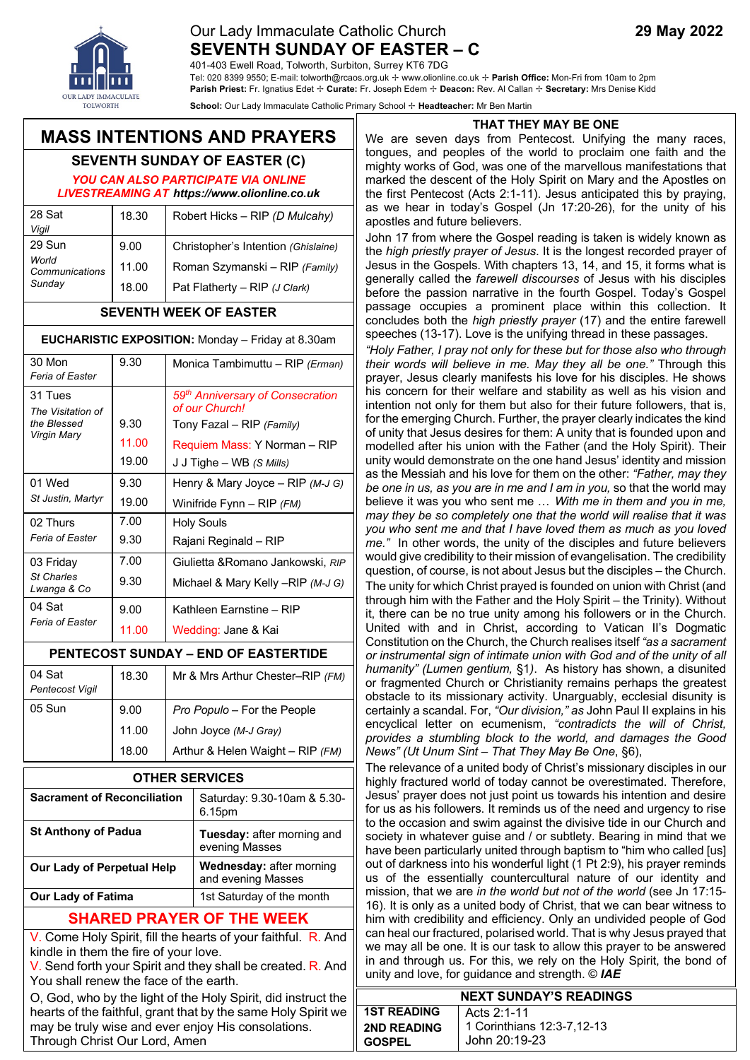# Our Lady Immaculate Catholic Church

**29 May 2022**

## SEVENTH SUNDAY OF EASTER – C

401-403 Ewell Road, Tolworth, Surbiton, Surrey KT6 7DG

Tel: 020 8399 9550; E-mail: tolworth@rcaos.org.uk ✢ www.olionline.co.uk ✢ **Parish Office:** Mon-Fri from 10am to 2pm

**Parish Priest:** Fr. Ignatius Edet ✢ **Curate:** Fr. Joseph Edem ✢ **Deacon:** Rev. Al Callan ✢ **Secretary:** Mrs Denise Kidd

**School:** Our Lady Immaculate Catholic Primary School ✢ **Headteacher:** Mr Ben Martin

## MASS INTENTIONS AND PRAYERS

### SEVENTH SUNDAY OF EASTER (C)

***YOU CAN ALSO PARTICIPATE VIA ONLINE LIVESTREAMING AT https://www.olionline.co.uk***

| Day | Time | Intention |
|---|---|---|
| 28 Sat *Vigil* | 18.30 | Robert Hicks – RIP *(D Mulcahy)* |
| 29 Sun *World Communications Sunday* | 9.00 | Christopher's Intention *(Ghislaine)* |
| | 11.00 | Roman Szymanski – RIP *(Family)* |
| | 18.00 | Pat Flatherty – RIP *(J Clark)* |

### SEVENTH WEEK OF EASTER

**EUCHARISTIC EXPOSITION:** Monday – Friday at 8.30am

| Day | Time | Intention |
|---|---|---|
| 30 Mon *Feria of Easter* | 9.30 | Monica Tambimuttu – RIP *(Erman)* |
| 31 Tues *The Visitation of the Blessed Virgin Mary* | | *59th Anniversary of Consecration of our Church!* |
| | 9.30 | Tony Fazal – RIP *(Family)* |
| | 11.00 | Requiem Mass: Y Norman – RIP |
| | 19.00 | J J Tighe – WB *(S Mills)* |
| 01 Wed *St Justin, Martyr* | 9.30 | Henry & Mary Joyce – RIP *(M-J G)* |
| | 19.00 | Winifride Fynn – RIP *(FM)* |
| 02 Thurs *Feria of Easter* | 7.00 | Holy Souls |
| | 9.30 | Rajani Reginald – RIP |
| 03 Friday *St Charles Lwanga & Co* | 7.00 | Giulietta &Romano Jankowski, *RIP* |
| | 9.30 | Michael & Mary Kelly –RIP *(M-J G)* |
| 04 Sat *Feria of Easter* | 9.00 | Kathleen Earnstine – RIP |
| | 11.00 | Wedding: Jane & Kai |

### PENTECOST SUNDAY – END OF EASTERTIDE

| Day | Time | Intention |
|---|---|---|
| 04 Sat *Pentecost Vigil* | 18.30 | Mr & Mrs Arthur Chester–RIP *(FM)* |
| 05 Sun | 9.00 | *Pro Populo* – For the People |
| | 11.00 | John Joyce *(M-J Gray)* |
| | 18.00 | Arthur & Helen Waight – RIP *(FM)* |

### OTHER SERVICES

| Service | Time |
|---|---|
| **Sacrament of Reconciliation** | Saturday: 9.30-10am & 5.30-6.15pm |
| **St Anthony of Padua** | **Tuesday:** after morning and evening Masses |
| **Our Lady of Perpetual Help** | **Wednesday:** after morning and evening Masses |
| **Our Lady of Fatima** | 1st Saturday of the month |

### SHARED PRAYER OF THE WEEK

V. Come Holy Spirit, fill the hearts of your faithful. R. And kindle in them the fire of your love.

V. Send forth your Spirit and they shall be created. R. And You shall renew the face of the earth.

O, God, who by the light of the Holy Spirit, did instruct the hearts of the faithful, grant that by the same Holy Spirit we may be truly wise and ever enjoy His consolations. Through Christ Our Lord, Amen

## THAT THEY MAY BE ONE

We are seven days from Pentecost. Unifying the many races, tongues, and peoples of the world to proclaim one faith and the mighty works of God, was one of the marvellous manifestations that marked the descent of the Holy Spirit on Mary and the Apostles on the first Pentecost (Acts 2:1-11). Jesus anticipated this by praying, as we hear in today's Gospel (Jn 17:20-26), for the unity of his apostles and future believers.

John 17 from where the Gospel reading is taken is widely known as the *high priestly prayer of Jesus*. It is the longest recorded prayer of Jesus in the Gospels. With chapters 13, 14, and 15, it forms what is generally called the *farewell discourses* of Jesus with his disciples before the passion narrative in the fourth Gospel. Today's Gospel passage occupies a prominent place within this collection. It concludes both the *high priestly prayer* (17) and the entire farewell speeches (13-17). Love is the unifying thread in these passages.

*"Holy Father, I pray not only for these but for those also who through their words will believe in me. May they all be one."* Through this prayer, Jesus clearly manifests his love for his disciples. He shows his concern for their welfare and stability as well as his vision and intention not only for them but also for their future followers, that is, for the emerging Church. Further, the prayer clearly indicates the kind of unity that Jesus desires for them: A unity that is founded upon and modelled after his union with the Father (and the Holy Spirit). Their unity would demonstrate on the one hand Jesus' identity and mission as the Messiah and his love for them on the other: *"Father, may they be one in us, as you are in me and I am in you,* so that the world may believe it was you who sent me … *With me in them and you in me, may they be so completely one that the world will realise that it was you who sent me and that I have loved them as much as you loved me."* In other words, the unity of the disciples and future believers would give credibility to their mission of evangelisation. The credibility question, of course, is not about Jesus but the disciples – the Church.

The unity for which Christ prayed is founded on union with Christ (and through him with the Father and the Holy Spirit – the Trinity). Without it, there can be no true unity among his followers or in the Church. United with and in Christ, according to Vatican II's Dogmatic Constitution on the Church, the Church realises itself *"as a sacrament or instrumental sign of intimate union with God and of the unity of all humanity" (Lumen gentium,* §1*)*. As history has shown, a disunited or fragmented Church or Christianity remains perhaps the greatest obstacle to its missionary activity. Unarguably, ecclesial disunity is certainly a scandal. For, *"Our division,"* as John Paul II explains in his encyclical letter on ecumenism, *"contradicts the will of Christ, provides a stumbling block to the world, and damages the Good News" (Ut Unum Sint – That They May Be One*, §6),

The relevance of a united body of Christ's missionary disciples in our highly fractured world of today cannot be overestimated. Therefore, Jesus' prayer does not just point us towards his intention and desire for us as his followers. It reminds us of the need and urgency to rise to the occasion and swim against the divisive tide in our Church and society in whatever guise and / or subtlety. Bearing in mind that we have been particularly united through baptism to "him who called [us] out of darkness into his wonderful light (1 Pt 2:9), his prayer reminds us of the essentially countercultural nature of our identity and mission, that we are *in the world but not of the world* (see Jn 17:15-16). It is only as a united body of Christ, that we can bear witness to him with credibility and efficiency. Only an undivided people of God can heal our fractured, polarised world. That is why Jesus prayed that we may all be one. It is our task to allow this prayer to be answered in and through us. For this, we rely on the Holy Spirit, the bond of unity and love, for guidance and strength. © ***IAE***

### NEXT SUNDAY'S READINGS

| | |
|---|---|
| **1ST READING** | Acts 2:1-11 |
| **2ND READING** | 1 Corinthians 12:3-7,12-13 |
| **GOSPEL** | John 20:19-23 |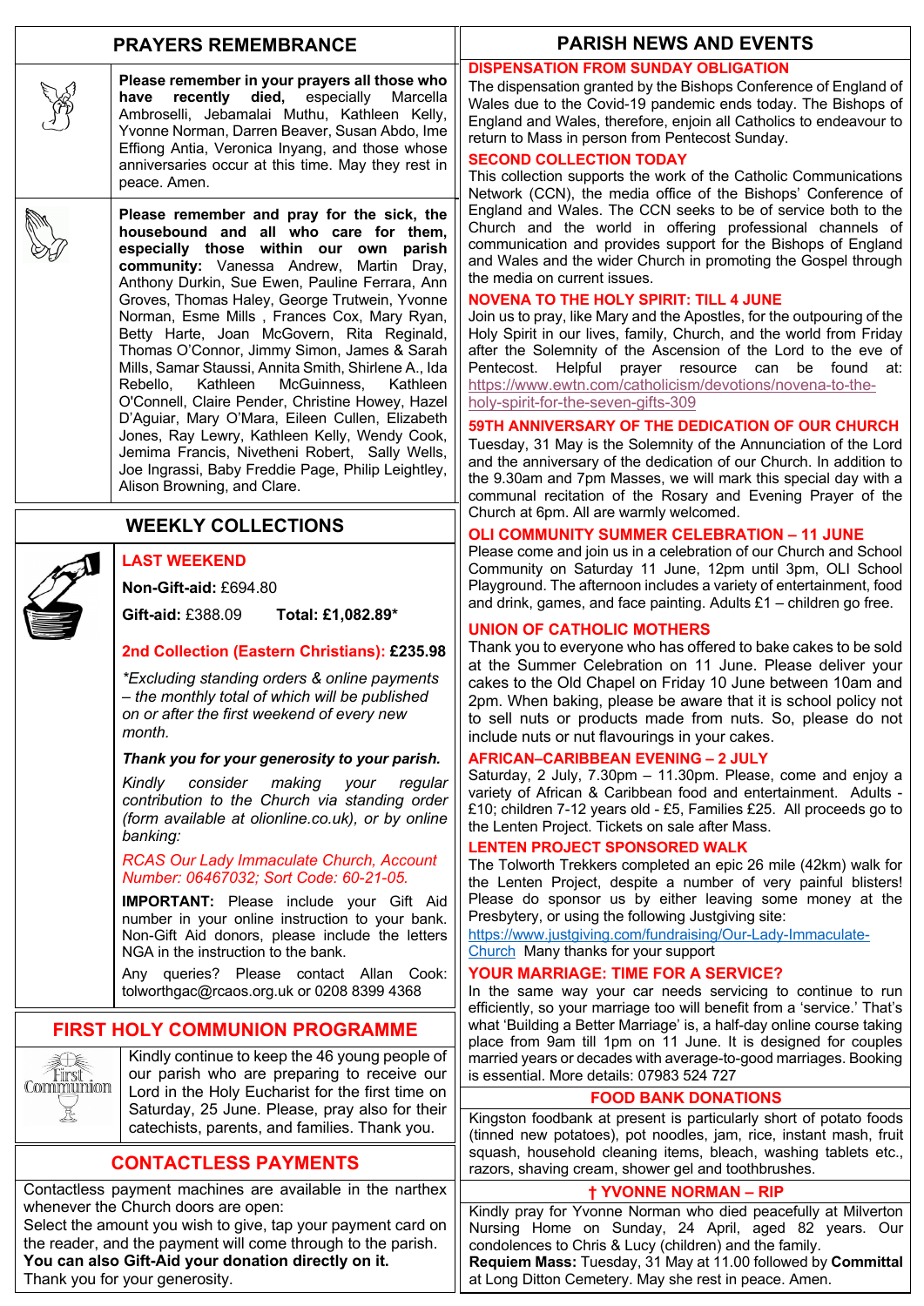## PRAYERS REMEMBRANCE

**Please remember in your prayers all those who have recently died,** especially Marcella Ambroselli, Jebamalai Muthu, Kathleen Kelly, Yvonne Norman, Darren Beaver, Susan Abdo, Ime Effiong Antia, Veronica Inyang, and those whose anniversaries occur at this time. May they rest in peace. Amen.

**Please remember and pray for the sick, the housebound and all who care for them, especially those within our own parish community:** Vanessa Andrew, Martin Dray, Anthony Durkin, Sue Ewen, Pauline Ferrara, Ann Groves, Thomas Haley, George Trutwein, Yvonne Norman, Esme Mills , Frances Cox, Mary Ryan, Betty Harte, Joan McGovern, Rita Reginald, Thomas O'Connor, Jimmy Simon, James & Sarah Mills, Samar Staussi, Annita Smith, Shirlene A., Ida Rebello, Kathleen McGuinness, Kathleen O'Connell, Claire Pender, Christine Howey, Hazel D'Aguiar, Mary O'Mara, Eileen Cullen, Elizabeth Jones, Ray Lewry, Kathleen Kelly, Wendy Cook, Jemima Francis, Nivetheni Robert, Sally Wells, Joe Ingrassi, Baby Freddie Page, Philip Leightley, Alison Browning, and Clare.

## WEEKLY COLLECTIONS

**LAST WEEKEND**

**Non-Gift-aid:** £694.80

**Gift-aid:** £388.09 **Total: £1,082.89***

**2nd Collection (Eastern Christians): £235.98**

*\*Excluding standing orders & online payments – the monthly total of which will be published on or after the first weekend of every new month.*

***Thank you for your generosity to your parish.***

*Kindly consider making your regular contribution to the Church via standing order (form available at olionline.co.uk), or by online banking:*

*RCAS Our Lady Immaculate Church, Account Number: 06467032; Sort Code: 60-21-05.*

**IMPORTANT:** Please include your Gift Aid number in your online instruction to your bank. Non-Gift Aid donors, please include the letters NGA in the instruction to the bank.

Any queries? Please contact Allan Cook: tolworthgac@rcaos.org.uk or 0208 8399 4368

## FIRST HOLY COMMUNION PROGRAMME

Kindly continue to keep the 46 young people of our parish who are preparing to receive our Lord in the Holy Eucharist for the first time on Saturday, 25 June. Please, pray also for their catechists, parents, and families. Thank you.

## CONTACTLESS PAYMENTS

Contactless payment machines are available in the narthex whenever the Church doors are open:
Select the amount you wish to give, tap your payment card on the reader, and the payment will come through to the parish.
**You can also Gift-Aid your donation directly on it.**
Thank you for your generosity.

## PARISH NEWS AND EVENTS

### DISPENSATION FROM SUNDAY OBLIGATION

The dispensation granted by the Bishops Conference of England of Wales due to the Covid-19 pandemic ends today. The Bishops of England and Wales, therefore, enjoin all Catholics to endeavour to return to Mass in person from Pentecost Sunday.

### SECOND COLLECTION TODAY

This collection supports the work of the Catholic Communications Network (CCN), the media office of the Bishops' Conference of England and Wales. The CCN seeks to be of service both to the Church and the world in offering professional channels of communication and provides support for the Bishops of England and Wales and the wider Church in promoting the Gospel through the media on current issues.

### NOVENA TO THE HOLY SPIRIT: TILL 4 JUNE

Join us to pray, like Mary and the Apostles, for the outpouring of the Holy Spirit in our lives, family, Church, and the world from Friday after the Solemnity of the Ascension of the Lord to the eve of Pentecost. Helpful prayer resource can be found at: https://www.ewtn.com/catholicism/devotions/novena-to-the-holy-spirit-for-the-seven-gifts-309

### 59TH ANNIVERSARY OF THE DEDICATION OF OUR CHURCH

Tuesday, 31 May is the Solemnity of the Annunciation of the Lord and the anniversary of the dedication of our Church. In addition to the 9.30am and 7pm Masses, we will mark this special day with a communal recitation of the Rosary and Evening Prayer of the Church at 6pm. All are warmly welcomed.

### OLI COMMUNITY SUMMER CELEBRATION – 11 JUNE

Please come and join us in a celebration of our Church and School Community on Saturday 11 June, 12pm until 3pm, OLI School Playground. The afternoon includes a variety of entertainment, food and drink, games, and face painting. Adults £1 – children go free.

### UNION OF CATHOLIC MOTHERS

Thank you to everyone who has offered to bake cakes to be sold at the Summer Celebration on 11 June. Please deliver your cakes to the Old Chapel on Friday 10 June between 10am and 2pm. When baking, please be aware that it is school policy not to sell nuts or products made from nuts. So, please do not include nuts or nut flavourings in your cakes.

### AFRICAN–CARIBBEAN EVENING – 2 JULY

Saturday, 2 July, 7.30pm – 11.30pm. Please, come and enjoy a variety of African & Caribbean food and entertainment. Adults - £10; children 7-12 years old - £5, Families £25. All proceeds go to the Lenten Project. Tickets on sale after Mass.

### LENTEN PROJECT SPONSORED WALK

The Tolworth Trekkers completed an epic 26 mile (42km) walk for the Lenten Project, despite a number of very painful blisters! Please do sponsor us by either leaving some money at the Presbytery, or using the following Justgiving site: https://www.justgiving.com/fundraising/Our-Lady-Immaculate-Church Many thanks for your support

### YOUR MARRIAGE: TIME FOR A SERVICE?

In the same way your car needs servicing to continue to run efficiently, so your marriage too will benefit from a 'service.' That's what 'Building a Better Marriage' is, a half-day online course taking place from 9am till 1pm on 11 June. It is designed for couples married years or decades with average-to-good marriages. Booking is essential. More details: 07983 524 727

## FOOD BANK DONATIONS

Kingston foodbank at present is particularly short of potato foods (tinned new potatoes), pot noodles, jam, rice, instant mash, fruit squash, household cleaning items, bleach, washing tablets etc., razors, shaving cream, shower gel and toothbrushes.

## † YVONNE NORMAN – RIP

Kindly pray for Yvonne Norman who died peacefully at Milverton Nursing Home on Sunday, 24 April, aged 82 years. Our condolences to Chris & Lucy (children) and the family.
**Requiem Mass:** Tuesday, 31 May at 11.00 followed by **Committal** at Long Ditton Cemetery. May she rest in peace. Amen.